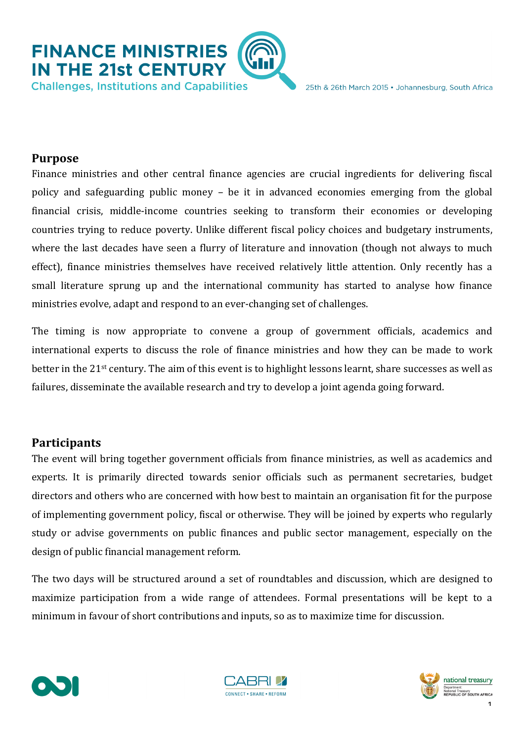# FINANCE MINISTRIES IN THE 21st CENTURY

Challenges, Institutions and Capabilities

25th & 26th March 2015 • Johannesburg, South Africa

## Purpose

Finance ministries and other central finance agencies are crucial ingredients for delivering fiscal policy and safeguarding public money – be it in advanced economies emerging from the global financial crisis, middle-income countries seeking to transform their economies or developing countries trying to reduce poverty. Unlike different fiscal policy choices and budgetary instruments, where the last decades have seen a flurry of literature and innovation (though not always to much effect), finance ministries themselves have received relatively little attention. Only recently has a small literature sprung up and the international community has started to analyse how finance ministries evolve, adapt and respond to an ever-changing set of challenges.

The timing is now appropriate to convene a group of government officials, academics and international experts to discuss the role of finance ministries and how they can be made to work better in the 21st century. The aim of this event is to highlight lessons learnt, share successes as well as failures, disseminate the available research and try to develop a joint agenda going forward.

## Participants

The event will bring together government officials from finance ministries, as well as academics and experts. It is primarily directed towards senior officials such as permanent secretaries, budget directors and others who are concerned with how best to maintain an organisation fit for the purpose of implementing government policy, fiscal or otherwise. They will be joined by experts who regularly study or advise governments on public finances and public sector management, especially on the design of public financial management reform.

The two days will be structured around a set of roundtables and discussion, which are designed to maximize participation from a wide range of attendees. Formal presentations will be kept to a minimum in favour of short contributions and inputs, so as to maximize time for discussion.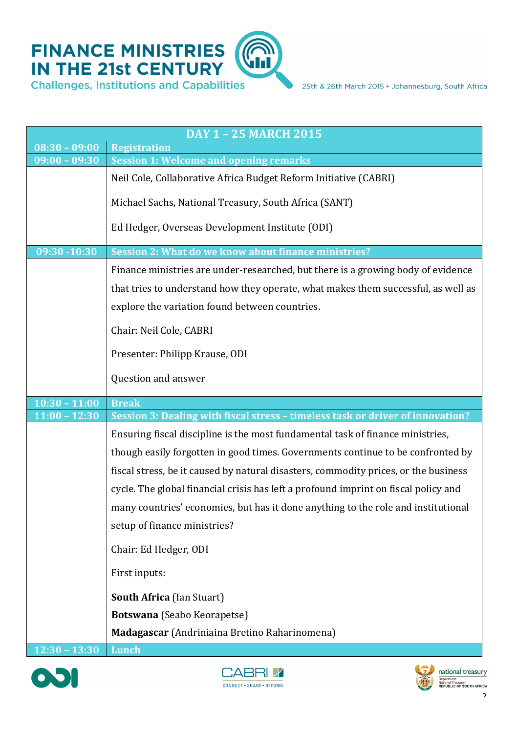# FINANCE MINISTRIES IN THE 21st CENTURY

Challenges, Institutions and Capabilities

25th & 26th March 2015 • Johannesburg, South Africa

| DAY 1 – 25 MARCH 2015 | |
|---|---|
| **08:30 – 09:00** | **Registration** |
| **09:00 – 09:30** | **Session 1: Welcome and opening remarks** |
| | Neil Cole, Collaborative Africa Budget Reform Initiative (CABRI)<br><br>Michael Sachs, National Treasury, South Africa (SANT)<br><br>Ed Hedger, Overseas Development Institute (ODI) |
| **09:30 -10:30** | **Session 2: What do we know about finance ministries?** |
| | Finance ministries are under-researched, but there is a growing body of evidence that tries to understand how they operate, what makes them successful, as well as explore the variation found between countries.<br><br>Chair: Neil Cole, CABRI<br><br>Presenter: Philipp Krause, ODI<br><br>Question and answer |
| **10:30 – 11:00** | **Break** |
| **11:00 – 12:30** | **Session 3: Dealing with fiscal stress – timeless task or driver of innovation?** |
| | Ensuring fiscal discipline is the most fundamental task of finance ministries, though easily forgotten in good times. Governments continue to be confronted by fiscal stress, be it caused by natural disasters, commodity prices, or the business cycle. The global financial crisis has left a profound imprint on fiscal policy and many countries' economies, but has it done anything to the role and institutional setup of finance ministries?<br><br>Chair: Ed Hedger, ODI<br><br>First inputs:<br><br>**South Africa** (Ian Stuart)<br>**Botswana** (Seabo Keorapetse)<br>**Madagascar** (Andriniaina Bretino Raharinomena) |
| **12:30 – 13:30** | **Lunch** |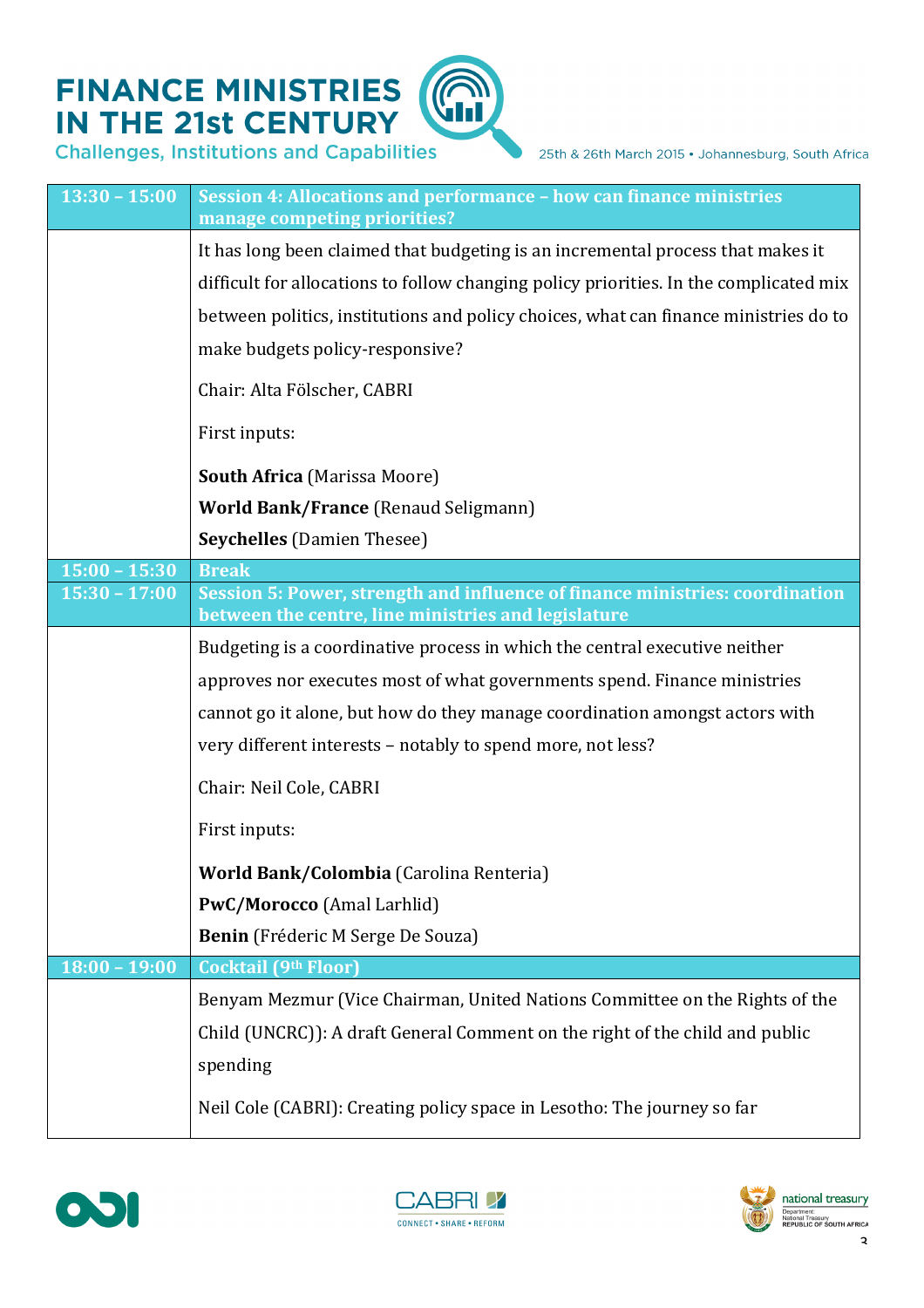| | |
|---|---|
| 13:30 – 15:00 | **Session 4: Allocations and performance – how can finance ministries manage competing priorities?** |
| | It has long been claimed that budgeting is an incremental process that makes it difficult for allocations to follow changing policy priorities. In the complicated mix between politics, institutions and policy choices, what can finance ministries do to make budgets policy-responsive?<br><br>Chair: Alta Fölscher, CABRI<br><br>First inputs:<br><br>**South Africa** (Marissa Moore)<br>**World Bank/France** (Renaud Seligmann)<br>**Seychelles** (Damien Thesee) |
| 15:00 – 15:30 | **Break** |
| 15:30 – 17:00 | **Session 5: Power, strength and influence of finance ministries: coordination between the centre, line ministries and legislature** |
| | Budgeting is a coordinative process in which the central executive neither approves nor executes most of what governments spend. Finance ministries cannot go it alone, but how do they manage coordination amongst actors with very different interests – notably to spend more, not less?<br><br>Chair: Neil Cole, CABRI<br><br>First inputs:<br><br>**World Bank/Colombia** (Carolina Renteria)<br>**PwC/Morocco** (Amal Larhlid)<br>**Benin** (Fréderic M Serge De Souza) |
| 18:00 – 19:00 | **Cocktail (9th Floor)** |
| | Benyam Mezmur (Vice Chairman, United Nations Committee on the Rights of the Child (UNCRC)): A draft General Comment on the right of the child and public spending<br><br>Neil Cole (CABRI): Creating policy space in Lesotho: The journey so far |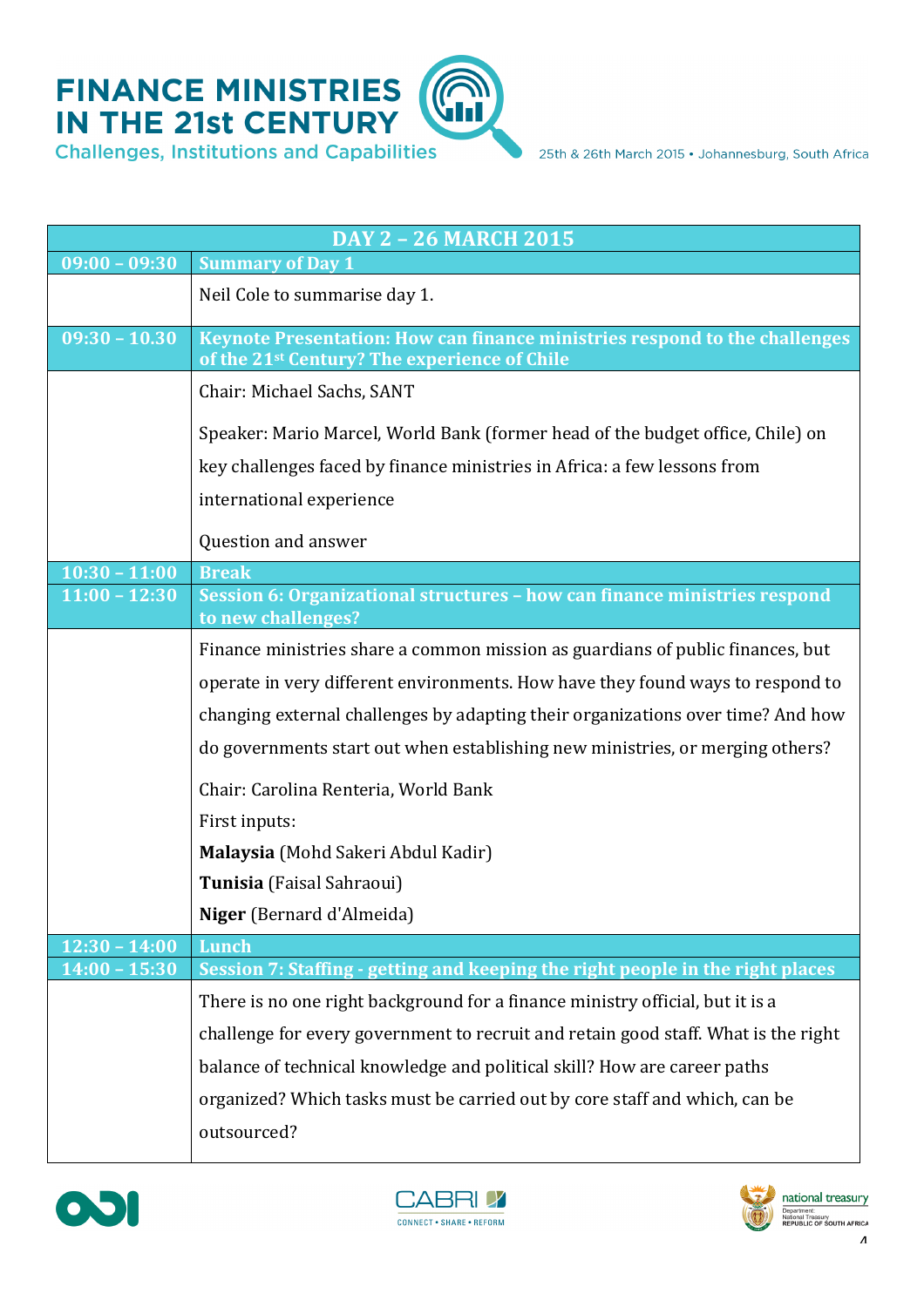| DAY 2 – 26 MARCH 2015 | |
|---|---|
| 09:00 – 09:30 | **Summary of Day 1** |
| | Neil Cole to summarise day 1. |
| 09:30 – 10.30 | **Keynote Presentation: How can finance ministries respond to the challenges of the 21st Century? The experience of Chile** |
| | Chair: Michael Sachs, SANT<br><br>Speaker: Mario Marcel, World Bank (former head of the budget office, Chile) on key challenges faced by finance ministries in Africa: a few lessons from international experience<br><br>Question and answer |
| 10:30 – 11:00 | **Break** |
| 11:00 – 12:30 | **Session 6: Organizational structures – how can finance ministries respond to new challenges?** |
| | Finance ministries share a common mission as guardians of public finances, but operate in very different environments. How have they found ways to respond to changing external challenges by adapting their organizations over time? And how do governments start out when establishing new ministries, or merging others?<br><br>Chair: Carolina Renteria, World Bank<br>First inputs:<br>**Malaysia** (Mohd Sakeri Abdul Kadir)<br>**Tunisia** (Faisal Sahraoui)<br>**Niger** (Bernard d'Almeida) |
| 12:30 – 14:00 | **Lunch** |
| 14:00 – 15:30 | **Session 7: Staffing - getting and keeping the right people in the right places** |
| | There is no one right background for a finance ministry official, but it is a challenge for every government to recruit and retain good staff. What is the right balance of technical knowledge and political skill? How are career paths organized? Which tasks must be carried out by core staff and which, can be outsourced? |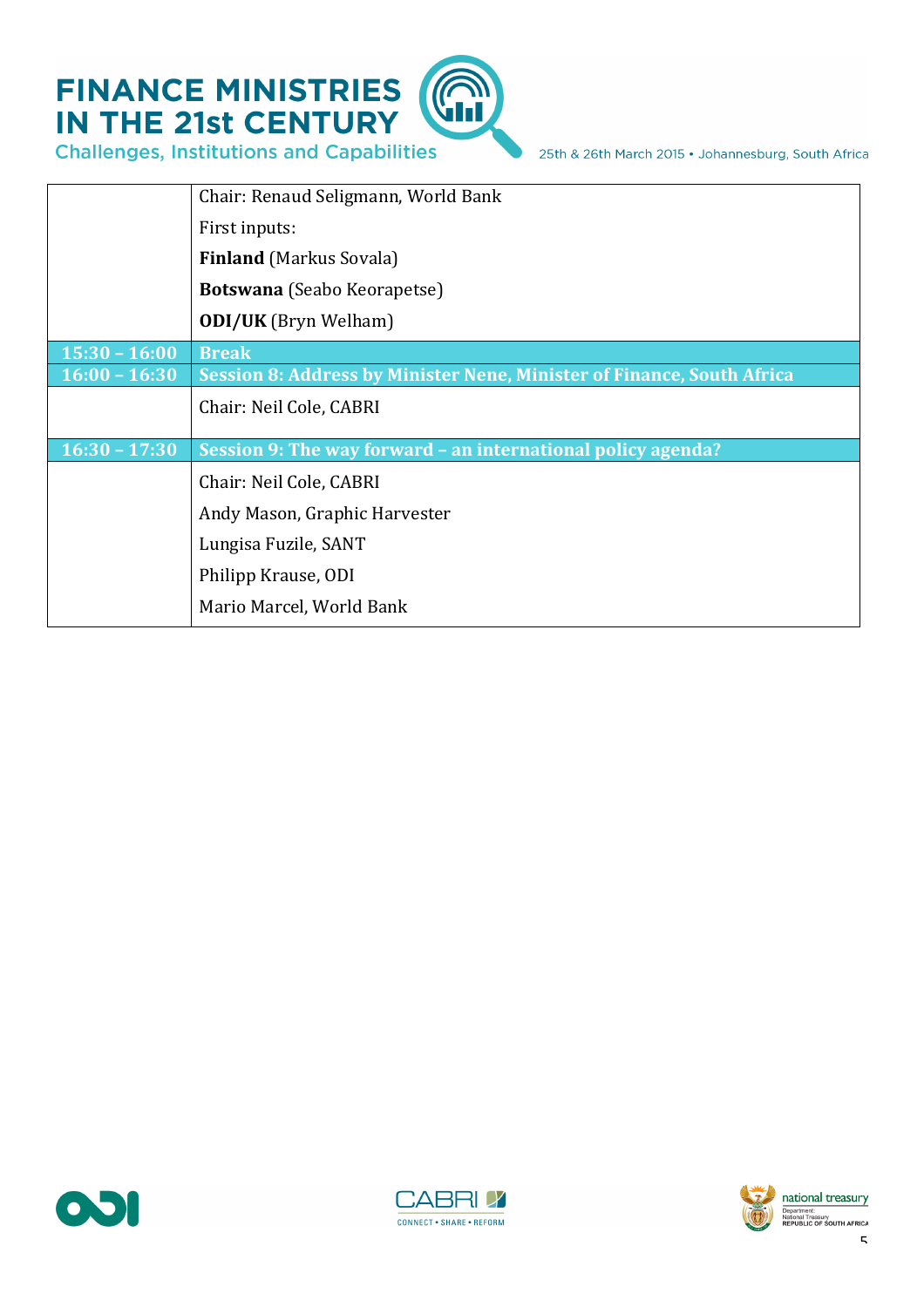| | |
|---|---|
| | Chair: Renaud Seligmann, World Bank<br>First inputs:<br>**Finland** (Markus Sovala)<br>**Botswana** (Seabo Keorapetse)<br>**ODI/UK** (Bryn Welham) |
| **15:30 – 16:00** | **Break** |
| **16:00 – 16:30** | **Session 8: Address by Minister Nene, Minister of Finance, South Africa** |
| | Chair: Neil Cole, CABRI |
| **16:30 – 17:30** | **Session 9: The way forward – an international policy agenda?** |
| | Chair: Neil Cole, CABRI<br>Andy Mason, Graphic Harvester<br>Lungisa Fuzile, SANT<br>Philipp Krause, ODI<br>Mario Marcel, World Bank |